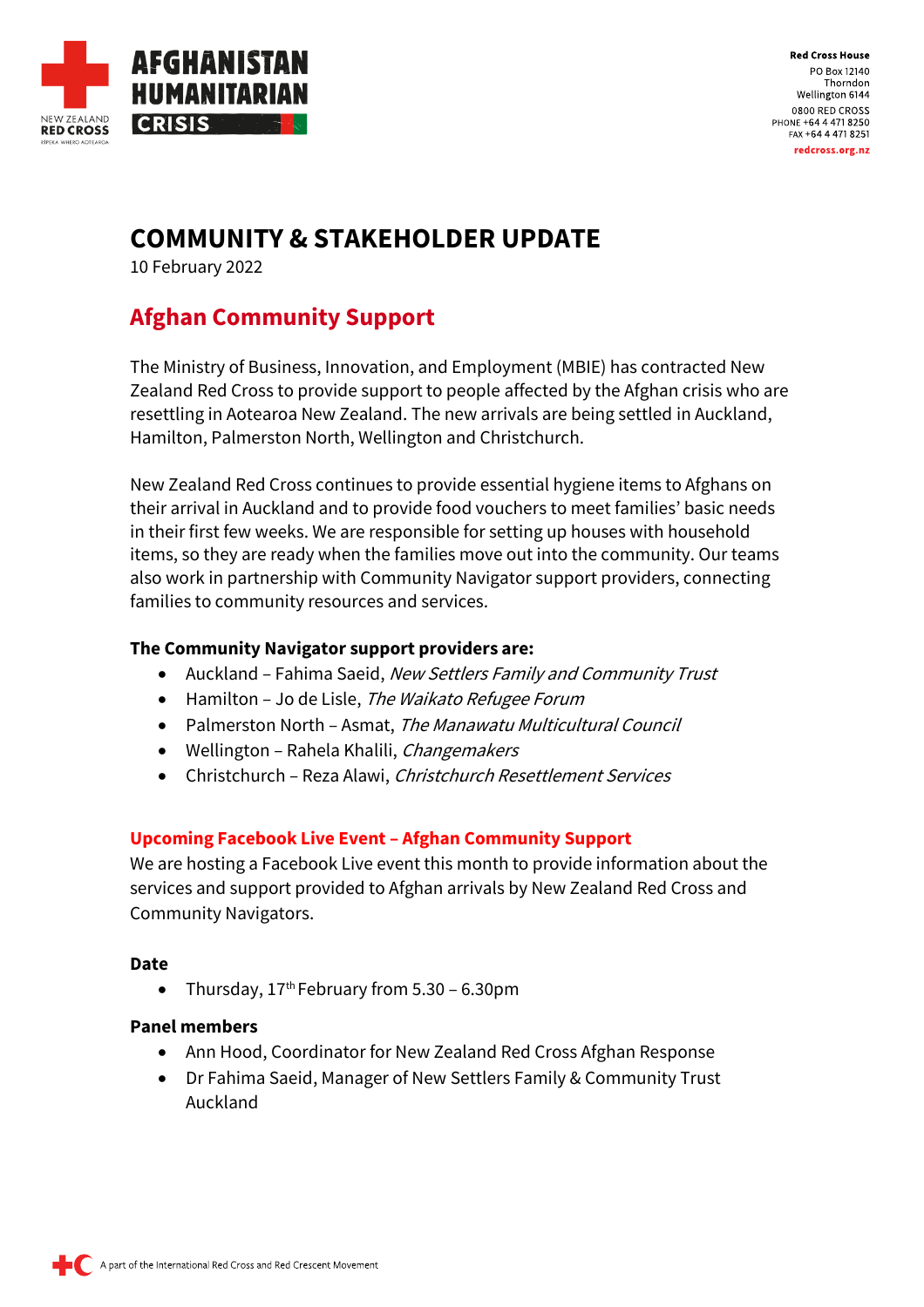# COMMUNITY & STAKEHOLDER UPDATE

10 February 2022

## Afghan Community Support

The Ministry of Business, Innovation, and Employment (MBIE) has contracted New Zealand Red Cross to provide support to people affected by the Afghan crisis who are resettling in Aotearoa New Zealand. The new arrivals are being settled in Auckland, Hamilton, Palmerston North, Wellington and Christchurch.

New Zealand Red Cross continues to provide essential hygiene items to Afghans on their arrival in Auckland and to provide food vouchers to meet families' basic needs in their first few weeks. We are responsible for setting up houses with household items, so they are ready when the families move out into the community. Our teams also work in partnership with Community Navigator support providers, connecting families to community resources and services.

**The Community Navigator support providers are:**

- Auckland – Fahima Saeid, *New Settlers Family and Community Trust*
- Hamilton – Jo de Lisle, *The Waikato Refugee Forum*
- Palmerston North – Asmat, *The Manawatu Multicultural Council*
- Wellington – Rahela Khalili, *Changemakers*
- Christchurch – Reza Alawi, *Christchurch Resettlement Services*

### Upcoming Facebook Live Event – Afghan Community Support

We are hosting a Facebook Live event this month to provide information about the services and support provided to Afghan arrivals by New Zealand Red Cross and Community Navigators.

**Date**

- Thursday, 17th February from 5.30 – 6.30pm

**Panel members**

- Ann Hood, Coordinator for New Zealand Red Cross Afghan Response
- Dr Fahima Saeid, Manager of New Settlers Family & Community Trust Auckland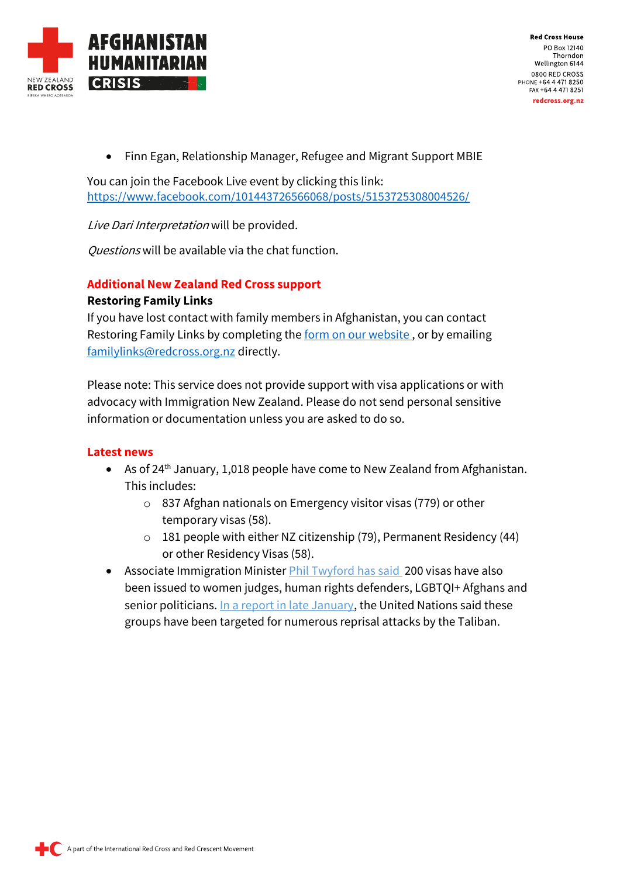- Finn Egan, Relationship Manager, Refugee and Migrant Support MBIE

You can join the Facebook Live event by clicking this link:
https://www.facebook.com/101443726566068/posts/5153725308004526/

*Live Dari Interpretation* will be provided.

*Questions* will be available via the chat function.

## Additional New Zealand Red Cross support

**Restoring Family Links**

If you have lost contact with family members in Afghanistan, you can contact Restoring Family Links by completing the form on our website , or by emailing familylinks@redcross.org.nz directly.

Please note: This service does not provide support with visa applications or with advocacy with Immigration New Zealand. Please do not send personal sensitive information or documentation unless you are asked to do so.

## Latest news

- As of 24th January, 1,018 people have come to New Zealand from Afghanistan. This includes:
  - 837 Afghan nationals on Emergency visitor visas (779) or other temporary visas (58).
  - 181 people with either NZ citizenship (79), Permanent Residency (44) or other Residency Visas (58).
- Associate Immigration Minister Phil Twyford has said 200 visas have also been issued to women judges, human rights defenders, LGBTQI+ Afghans and senior politicians. In a report in late January, the United Nations said these groups have been targeted for numerous reprisal attacks by the Taliban.